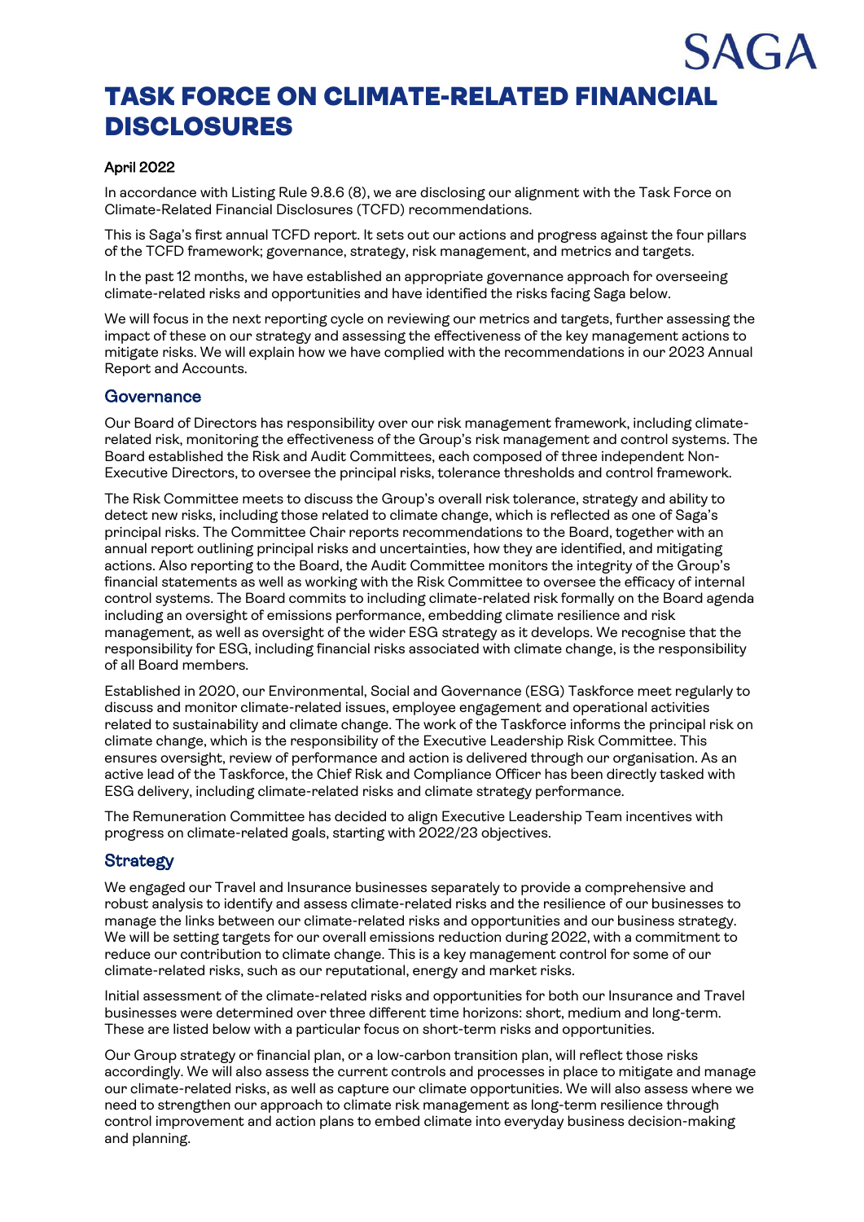SAGA

# TASK FORCE ON CLIMATE-RELATED FINANCIAL DISCLOSURES

**April 2022**

In accordance with Listing Rule 9.8.6 (8), we are disclosing our alignment with the Task Force on Climate-Related Financial Disclosures (TCFD) recommendations.

This is Saga's first annual TCFD report. It sets out our actions and progress against the four pillars of the TCFD framework; governance, strategy, risk management, and metrics and targets.

In the past 12 months, we have established an appropriate governance approach for overseeing climate-related risks and opportunities and have identified the risks facing Saga below.

We will focus in the next reporting cycle on reviewing our metrics and targets, further assessing the impact of these on our strategy and assessing the effectiveness of the key management actions to mitigate risks. We will explain how we have complied with the recommendations in our 2023 Annual Report and Accounts.

## Governance

Our Board of Directors has responsibility over our risk management framework, including climate-related risk, monitoring the effectiveness of the Group's risk management and control systems. The Board established the Risk and Audit Committees, each composed of three independent Non-Executive Directors, to oversee the principal risks, tolerance thresholds and control framework.

The Risk Committee meets to discuss the Group's overall risk tolerance, strategy and ability to detect new risks, including those related to climate change, which is reflected as one of Saga's principal risks. The Committee Chair reports recommendations to the Board, together with an annual report outlining principal risks and uncertainties, how they are identified, and mitigating actions. Also reporting to the Board, the Audit Committee monitors the integrity of the Group's financial statements as well as working with the Risk Committee to oversee the efficacy of internal control systems. The Board commits to including climate-related risk formally on the Board agenda including an oversight of emissions performance, embedding climate resilience and risk management, as well as oversight of the wider ESG strategy as it develops. We recognise that the responsibility for ESG, including financial risks associated with climate change, is the responsibility of all Board members.

Established in 2020, our Environmental, Social and Governance (ESG) Taskforce meet regularly to discuss and monitor climate-related issues, employee engagement and operational activities related to sustainability and climate change. The work of the Taskforce informs the principal risk on climate change, which is the responsibility of the Executive Leadership Risk Committee. This ensures oversight, review of performance and action is delivered through our organisation. As an active lead of the Taskforce, the Chief Risk and Compliance Officer has been directly tasked with ESG delivery, including climate-related risks and climate strategy performance.

The Remuneration Committee has decided to align Executive Leadership Team incentives with progress on climate-related goals, starting with 2022/23 objectives.

## Strategy

We engaged our Travel and Insurance businesses separately to provide a comprehensive and robust analysis to identify and assess climate-related risks and the resilience of our businesses to manage the links between our climate-related risks and opportunities and our business strategy. We will be setting targets for our overall emissions reduction during 2022, with a commitment to reduce our contribution to climate change. This is a key management control for some of our climate-related risks, such as our reputational, energy and market risks.

Initial assessment of the climate-related risks and opportunities for both our Insurance and Travel businesses were determined over three different time horizons: short, medium and long-term. These are listed below with a particular focus on short-term risks and opportunities.

Our Group strategy or financial plan, or a low-carbon transition plan, will reflect those risks accordingly. We will also assess the current controls and processes in place to mitigate and manage our climate-related risks, as well as capture our climate opportunities. We will also assess where we need to strengthen our approach to climate risk management as long-term resilience through control improvement and action plans to embed climate into everyday business decision-making and planning.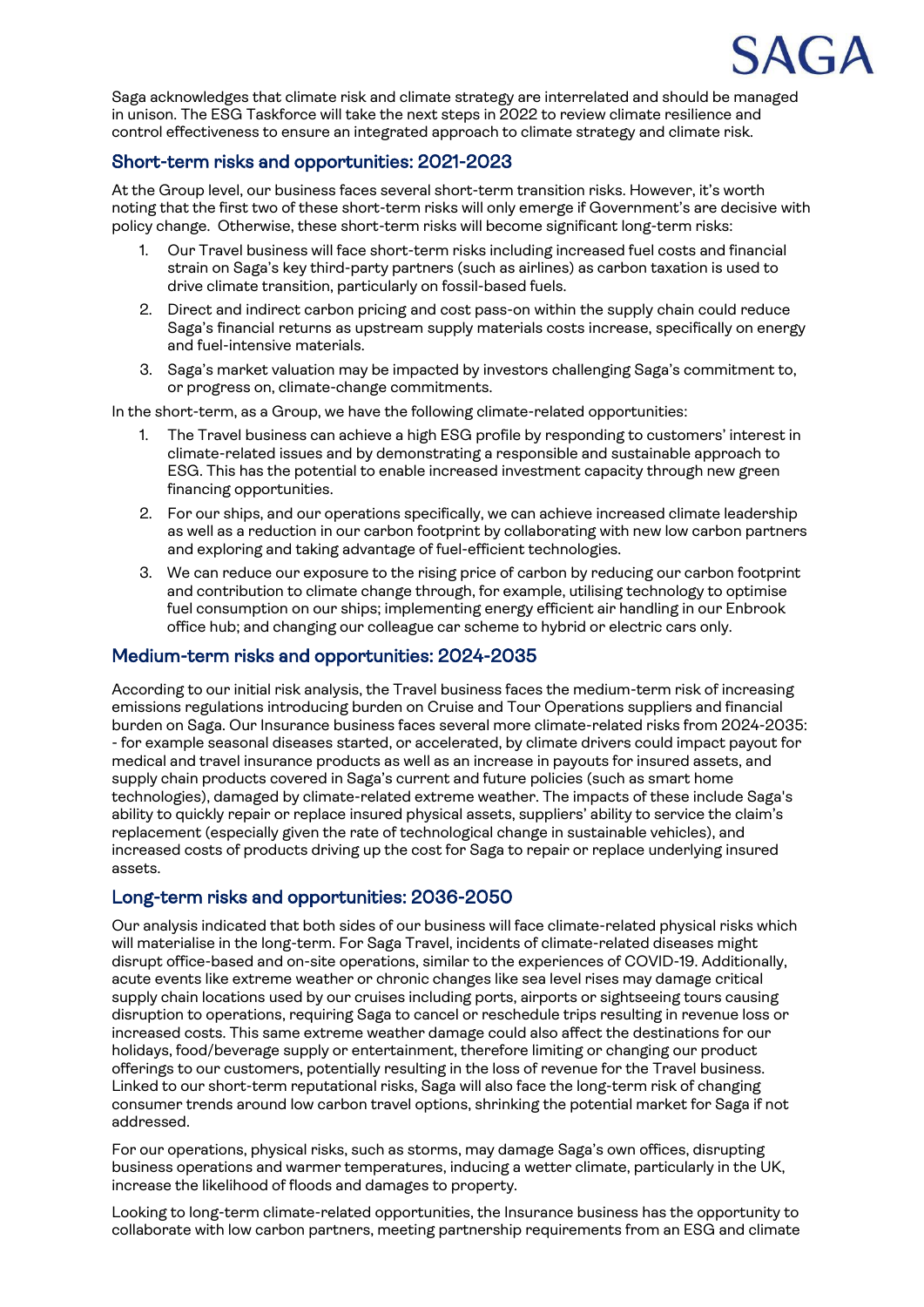Saga acknowledges that climate risk and climate strategy are interrelated and should be managed in unison. The ESG Taskforce will take the next steps in 2022 to review climate resilience and control effectiveness to ensure an integrated approach to climate strategy and climate risk.

## Short-term risks and opportunities: 2021-2023

At the Group level, our business faces several short-term transition risks. However, it's worth noting that the first two of these short-term risks will only emerge if Government's are decisive with policy change. Otherwise, these short-term risks will become significant long-term risks:

1. Our Travel business will face short-term risks including increased fuel costs and financial strain on Saga's key third-party partners (such as airlines) as carbon taxation is used to drive climate transition, particularly on fossil-based fuels.
2. Direct and indirect carbon pricing and cost pass-on within the supply chain could reduce Saga's financial returns as upstream supply materials costs increase, specifically on energy and fuel-intensive materials.
3. Saga's market valuation may be impacted by investors challenging Saga's commitment to, or progress on, climate-change commitments.

In the short-term, as a Group, we have the following climate-related opportunities:

1. The Travel business can achieve a high ESG profile by responding to customers' interest in climate-related issues and by demonstrating a responsible and sustainable approach to ESG. This has the potential to enable increased investment capacity through new green financing opportunities.
2. For our ships, and our operations specifically, we can achieve increased climate leadership as well as a reduction in our carbon footprint by collaborating with new low carbon partners and exploring and taking advantage of fuel-efficient technologies.
3. We can reduce our exposure to the rising price of carbon by reducing our carbon footprint and contribution to climate change through, for example, utilising technology to optimise fuel consumption on our ships; implementing energy efficient air handling in our Enbrook office hub; and changing our colleague car scheme to hybrid or electric cars only.

## Medium-term risks and opportunities: 2024-2035

According to our initial risk analysis, the Travel business faces the medium-term risk of increasing emissions regulations introducing burden on Cruise and Tour Operations suppliers and financial burden on Saga. Our Insurance business faces several more climate-related risks from 2024-2035: - for example seasonal diseases started, or accelerated, by climate drivers could impact payout for medical and travel insurance products as well as an increase in payouts for insured assets, and supply chain products covered in Saga's current and future policies (such as smart home technologies), damaged by climate-related extreme weather. The impacts of these include Saga's ability to quickly repair or replace insured physical assets, suppliers' ability to service the claim's replacement (especially given the rate of technological change in sustainable vehicles), and increased costs of products driving up the cost for Saga to repair or replace underlying insured assets.

## Long-term risks and opportunities: 2036-2050

Our analysis indicated that both sides of our business will face climate-related physical risks which will materialise in the long-term. For Saga Travel, incidents of climate-related diseases might disrupt office-based and on-site operations, similar to the experiences of COVID-19. Additionally, acute events like extreme weather or chronic changes like sea level rises may damage critical supply chain locations used by our cruises including ports, airports or sightseeing tours causing disruption to operations, requiring Saga to cancel or reschedule trips resulting in revenue loss or increased costs. This same extreme weather damage could also affect the destinations for our holidays, food/beverage supply or entertainment, therefore limiting or changing our product offerings to our customers, potentially resulting in the loss of revenue for the Travel business. Linked to our short-term reputational risks, Saga will also face the long-term risk of changing consumer trends around low carbon travel options, shrinking the potential market for Saga if not addressed.

For our operations, physical risks, such as storms, may damage Saga's own offices, disrupting business operations and warmer temperatures, inducing a wetter climate, particularly in the UK, increase the likelihood of floods and damages to property.

Looking to long-term climate-related opportunities, the Insurance business has the opportunity to collaborate with low carbon partners, meeting partnership requirements from an ESG and climate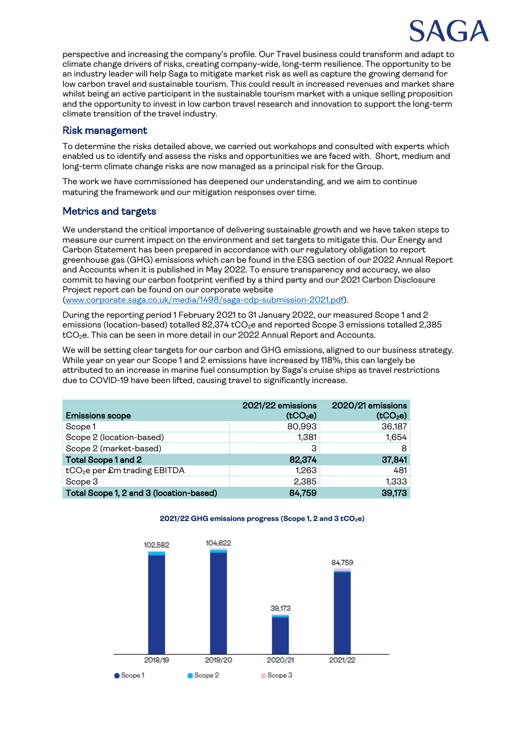perspective and increasing the company's profile. Our Travel business could transform and adapt to climate change drivers of risks, creating company-wide, long-term resilience. The opportunity to be an industry leader will help Saga to mitigate market risk as well as capture the growing demand for low carbon travel and sustainable tourism. This could result in increased revenues and market share whilst being an active participant in the sustainable tourism market with a unique selling proposition and the opportunity to invest in low carbon travel research and innovation to support the long-term climate transition of the travel industry.

## Risk management

To determine the risks detailed above, we carried out workshops and consulted with experts which enabled us to identify and assess the risks and opportunities we are faced with. Short, medium and long-term climate change risks are now managed as a principal risk for the Group.

The work we have commissioned has deepened our understanding, and we aim to continue maturing the framework and our mitigation responses over time.

## Metrics and targets

We understand the critical importance of delivering sustainable growth and we have taken steps to measure our current impact on the environment and set targets to mitigate this. Our Energy and Carbon Statement has been prepared in accordance with our regulatory obligation to report greenhouse gas (GHG) emissions which can be found in the ESG section of our 2022 Annual Report and Accounts when it is published in May 2022. To ensure transparency and accuracy, we also commit to having our carbon footprint verified by a third party and our 2021 Carbon Disclosure Project report can be found on our corporate website (www.corporate.saga.co.uk/media/1498/saga-cdp-submission-2021.pdf).

During the reporting period 1 February 2021 to 31 January 2022, our measured Scope 1 and 2 emissions (location-based) totalled 82,374 $tCO_2e$ and reported Scope 3 emissions totalled 2,385 $tCO_2e$. This can be seen in more detail in our 2022 Annual Report and Accounts.

We will be setting clear targets for our carbon and GHG emissions, aligned to our business strategy. While year on year our Scope 1 and 2 emissions have increased by 118%, this can largely be attributed to an increase in marine fuel consumption by Saga's cruise ships as travel restrictions due to COVID-19 have been lifted, causing travel to significantly increase.

| Emissions scope | 2021/22 emissions ($tCO_2e$) | 2020/21 emissions ($tCO_2e$) |
|---|---|---|
| Scope 1 | 80,993 | 36,187 |
| Scope 2 (location-based) | 1,381 | 1,654 |
| Scope 2 (market-based) | 3 | 8 |
| **Total Scope 1 and 2** | **82,374** | **37,841** |
| $tCO_2e$ per £m trading EBITDA | 1,263 | 481 |
| Scope 3 | 2,385 | 1,333 |
| **Total Scope 1, 2 and 3 (location-based)** | **84,759** | **39,173** |

**2021/22 GHG emissions progress (Scope 1, 2 and 3 $tCO_2e$)**

| Year | Total |
|---|---|
| 2018/19 | 102,582 |
| 2019/20 | 104,622 |
| 2020/21 | 39,173 |
| 2021/22 | 84,759 |

● Scope 1 ● Scope 2 ● Scope 3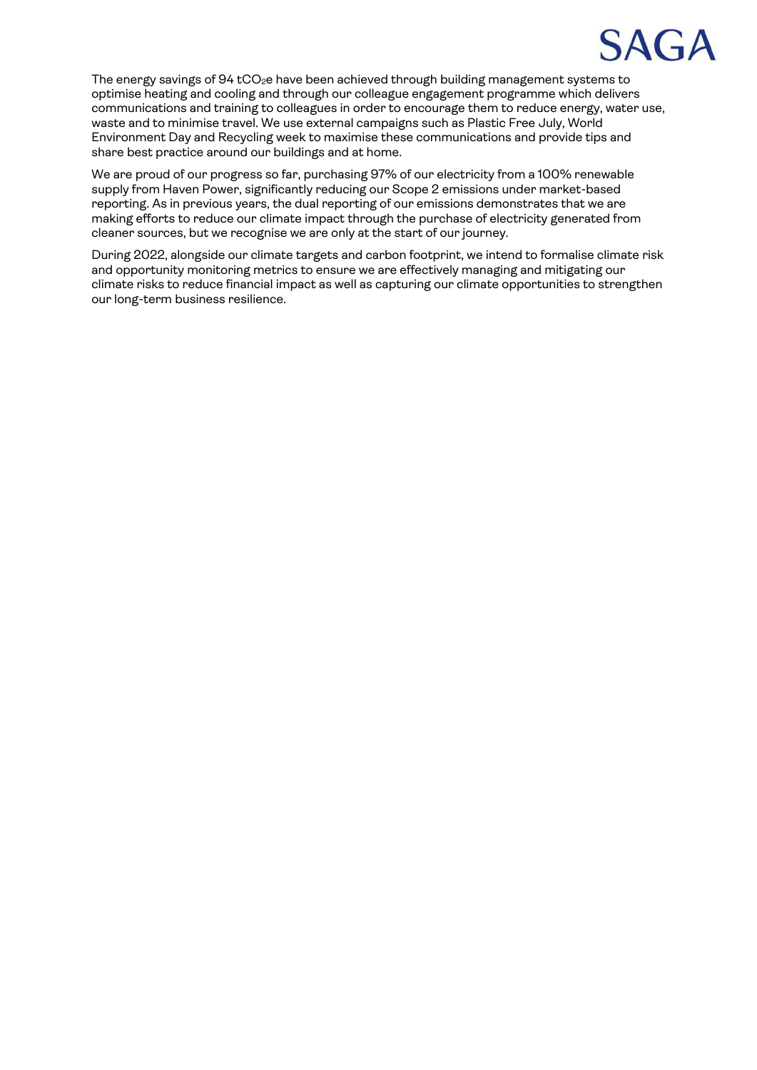The energy savings of 94 $tCO_2e$ have been achieved through building management systems to optimise heating and cooling and through our colleague engagement programme which delivers communications and training to colleagues in order to encourage them to reduce energy, water use, waste and to minimise travel. We use external campaigns such as Plastic Free July, World Environment Day and Recycling week to maximise these communications and provide tips and share best practice around our buildings and at home.

We are proud of our progress so far, purchasing 97% of our electricity from a 100% renewable supply from Haven Power, significantly reducing our Scope 2 emissions under market-based reporting. As in previous years, the dual reporting of our emissions demonstrates that we are making efforts to reduce our climate impact through the purchase of electricity generated from cleaner sources, but we recognise we are only at the start of our journey.

During 2022, alongside our climate targets and carbon footprint, we intend to formalise climate risk and opportunity monitoring metrics to ensure we are effectively managing and mitigating our climate risks to reduce financial impact as well as capturing our climate opportunities to strengthen our long-term business resilience.